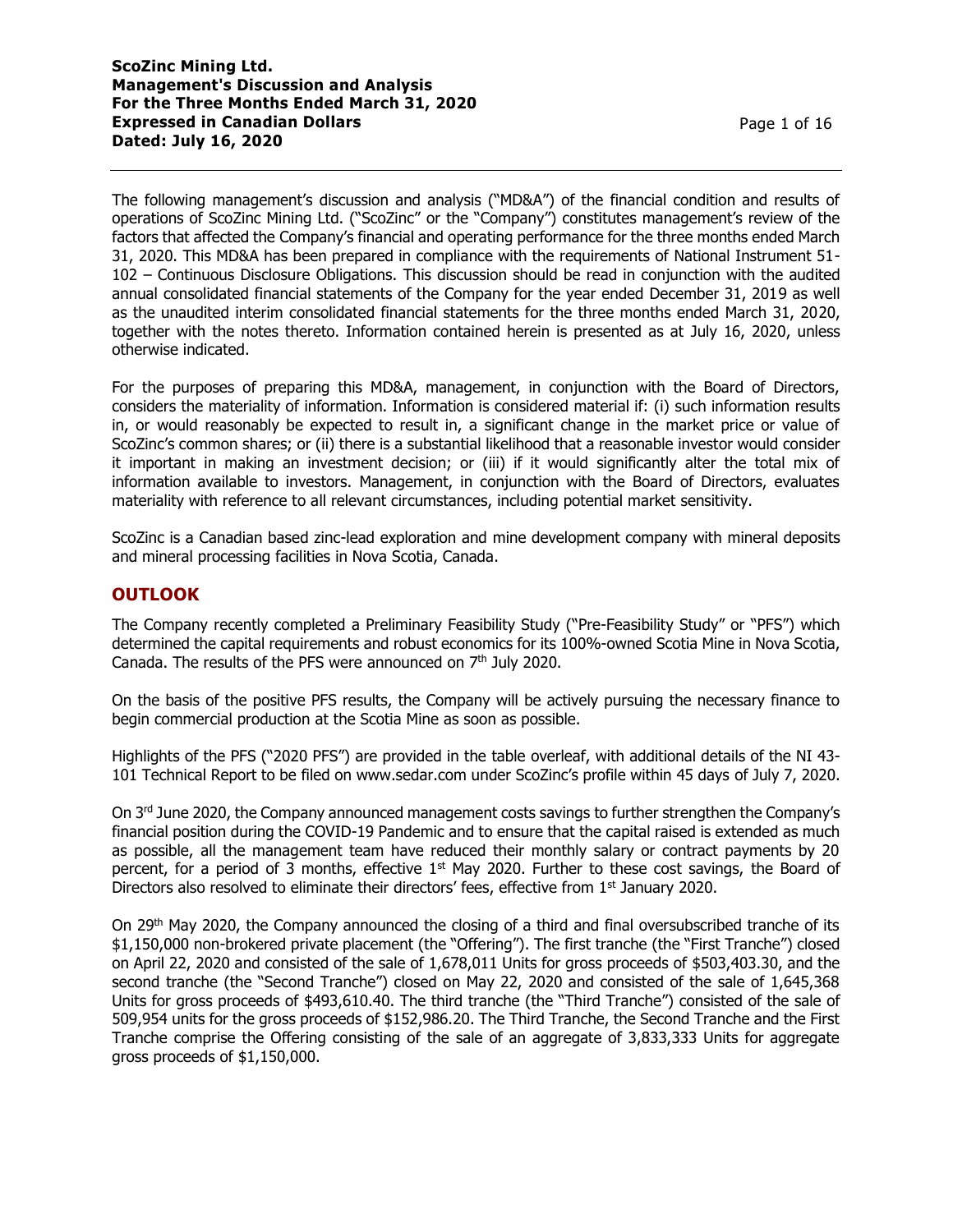The following management's discussion and analysis ("MD&A") of the financial condition and results of operations of ScoZinc Mining Ltd. ("ScoZinc" or the "Company") constitutes management's review of the factors that affected the Company's financial and operating performance for the three months ended March 31, 2020. This MD&A has been prepared in compliance with the requirements of National Instrument 51-102 – Continuous Disclosure Obligations. This discussion should be read in conjunction with the audited annual consolidated financial statements of the Company for the year ended December 31, 2019 as well as the unaudited interim consolidated financial statements for the three months ended March 31, 2020, together with the notes thereto. Information contained herein is presented as at July 16, 2020, unless otherwise indicated.

For the purposes of preparing this MD&A, management, in conjunction with the Board of Directors, considers the materiality of information. Information is considered material if: (i) such information results in, or would reasonably be expected to result in, a significant change in the market price or value of ScoZinc's common shares; or (ii) there is a substantial likelihood that a reasonable investor would consider it important in making an investment decision; or (iii) if it would significantly alter the total mix of information available to investors. Management, in conjunction with the Board of Directors, evaluates materiality with reference to all relevant circumstances, including potential market sensitivity.

ScoZinc is a Canadian based zinc-lead exploration and mine development company with mineral deposits and mineral processing facilities in Nova Scotia, Canada.

## OUTLOOK

The Company recently completed a Preliminary Feasibility Study ("Pre-Feasibility Study" or "PFS") which determined the capital requirements and robust economics for its 100%-owned Scotia Mine in Nova Scotia, Canada. The results of the PFS were announced on 7th July 2020.

On the basis of the positive PFS results, the Company will be actively pursuing the necessary finance to begin commercial production at the Scotia Mine as soon as possible.

Highlights of the PFS ("2020 PFS") are provided in the table overleaf, with additional details of the NI 43-101 Technical Report to be filed on www.sedar.com under ScoZinc's profile within 45 days of July 7, 2020.

On 3rd June 2020, the Company announced management costs savings to further strengthen the Company's financial position during the COVID-19 Pandemic and to ensure that the capital raised is extended as much as possible, all the management team have reduced their monthly salary or contract payments by 20 percent, for a period of 3 months, effective 1st May 2020. Further to these cost savings, the Board of Directors also resolved to eliminate their directors' fees, effective from 1st January 2020.

On 29th May 2020, the Company announced the closing of a third and final oversubscribed tranche of its $1,150,000 non-brokered private placement (the "Offering"). The first tranche (the "First Tranche") closed on April 22, 2020 and consisted of the sale of 1,678,011 Units for gross proceeds of $503,403.30, and the second tranche (the "Second Tranche") closed on May 22, 2020 and consisted of the sale of 1,645,368 Units for gross proceeds of $493,610.40. The third tranche (the "Third Tranche") consisted of the sale of 509,954 units for the gross proceeds of $152,986.20. The Third Tranche, the Second Tranche and the First Tranche comprise the Offering consisting of the sale of an aggregate of 3,833,333 Units for aggregate gross proceeds of $1,150,000.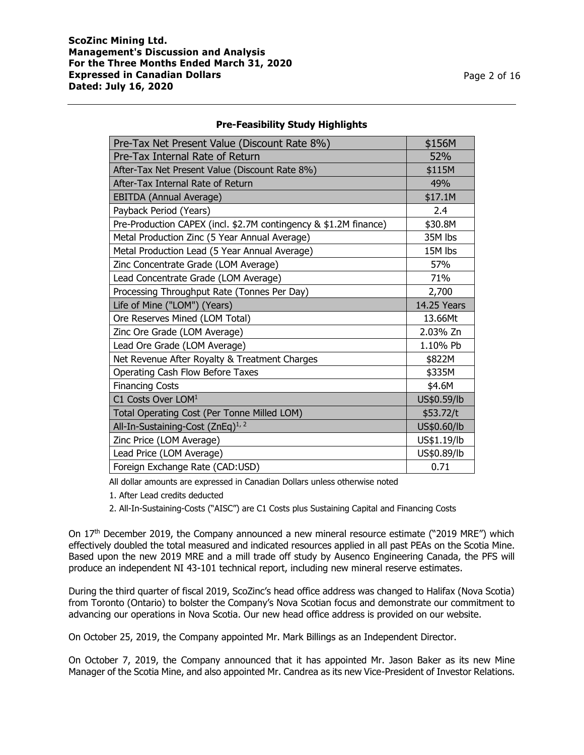### Pre-Feasibility Study Highlights

| | |
|---|---|
| Pre-Tax Net Present Value (Discount Rate 8%) | $156M |
| Pre-Tax Internal Rate of Return | 52% |
| After-Tax Net Present Value (Discount Rate 8%) | $115M |
| After-Tax Internal Rate of Return | 49% |
| EBITDA (Annual Average) | $17.1M |
| Payback Period (Years) | 2.4 |
| Pre-Production CAPEX (incl. $2.7M contingency & $1.2M finance) | $30.8M |
| Metal Production Zinc (5 Year Annual Average) | 35M lbs |
| Metal Production Lead (5 Year Annual Average) | 15M lbs |
| Zinc Concentrate Grade (LOM Average) | 57% |
| Lead Concentrate Grade (LOM Average) | 71% |
| Processing Throughput Rate (Tonnes Per Day) | 2,700 |
| Life of Mine ("LOM") (Years) | 14.25 Years |
| Ore Reserves Mined (LOM Total) | 13.66Mt |
| Zinc Ore Grade (LOM Average) | 2.03% Zn |
| Lead Ore Grade (LOM Average) | 1.10% Pb |
| Net Revenue After Royalty & Treatment Charges | $822M |
| Operating Cash Flow Before Taxes | $335M |
| Financing Costs | $4.6M |
| C1 Costs Over LOM[1] | US$0.59/lb |
| Total Operating Cost (Per Tonne Milled LOM) | $53.72/t |
| All-In-Sustaining-Cost (ZnEq)[1, 2] | US$0.60/lb |
| Zinc Price (LOM Average) | US$1.19/lb |
| Lead Price (LOM Average) | US$0.89/lb |
| Foreign Exchange Rate (CAD:USD) | 0.71 |

All dollar amounts are expressed in Canadian Dollars unless otherwise noted

1. After Lead credits deducted

2. All-In-Sustaining-Costs ("AISC") are C1 Costs plus Sustaining Capital and Financing Costs

On 17th December 2019, the Company announced a new mineral resource estimate ("2019 MRE") which effectively doubled the total measured and indicated resources applied in all past PEAs on the Scotia Mine. Based upon the new 2019 MRE and a mill trade off study by Ausenco Engineering Canada, the PFS will produce an independent NI 43-101 technical report, including new mineral reserve estimates.

During the third quarter of fiscal 2019, ScoZinc's head office address was changed to Halifax (Nova Scotia) from Toronto (Ontario) to bolster the Company's Nova Scotian focus and demonstrate our commitment to advancing our operations in Nova Scotia. Our new head office address is provided on our website.

On October 25, 2019, the Company appointed Mr. Mark Billings as an Independent Director.

On October 7, 2019, the Company announced that it has appointed Mr. Jason Baker as its new Mine Manager of the Scotia Mine, and also appointed Mr. Candrea as its new Vice-President of Investor Relations.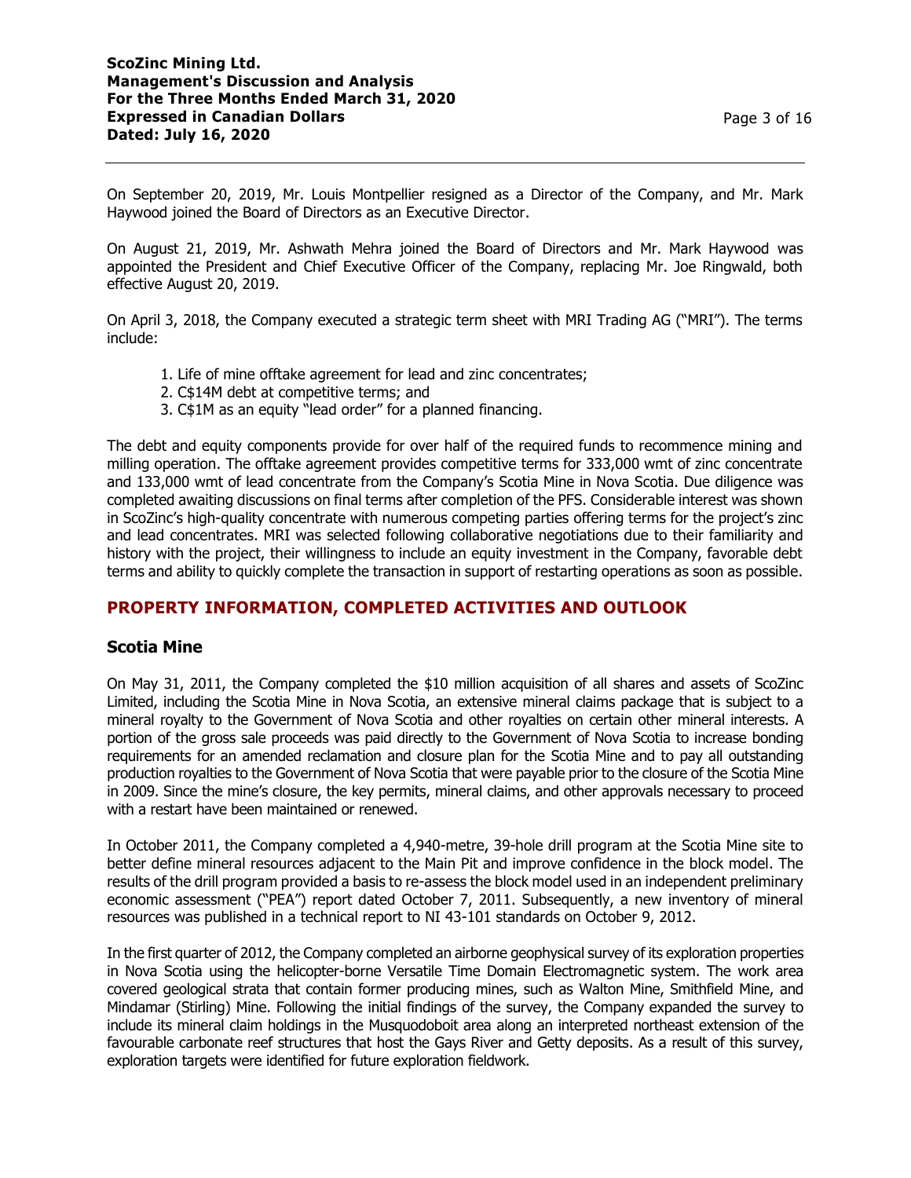On September 20, 2019, Mr. Louis Montpellier resigned as a Director of the Company, and Mr. Mark Haywood joined the Board of Directors as an Executive Director.

On August 21, 2019, Mr. Ashwath Mehra joined the Board of Directors and Mr. Mark Haywood was appointed the President and Chief Executive Officer of the Company, replacing Mr. Joe Ringwald, both effective August 20, 2019.

On April 3, 2018, the Company executed a strategic term sheet with MRI Trading AG ("MRI"). The terms include:

1. Life of mine offtake agreement for lead and zinc concentrates;
2. C$14M debt at competitive terms; and
3. C$1M as an equity "lead order" for a planned financing.

The debt and equity components provide for over half of the required funds to recommence mining and milling operation. The offtake agreement provides competitive terms for 333,000 wmt of zinc concentrate and 133,000 wmt of lead concentrate from the Company's Scotia Mine in Nova Scotia. Due diligence was completed awaiting discussions on final terms after completion of the PFS. Considerable interest was shown in ScoZinc's high-quality concentrate with numerous competing parties offering terms for the project's zinc and lead concentrates. MRI was selected following collaborative negotiations due to their familiarity and history with the project, their willingness to include an equity investment in the Company, favorable debt terms and ability to quickly complete the transaction in support of restarting operations as soon as possible.

## PROPERTY INFORMATION, COMPLETED ACTIVITIES AND OUTLOOK

### Scotia Mine

On May 31, 2011, the Company completed the $10 million acquisition of all shares and assets of ScoZinc Limited, including the Scotia Mine in Nova Scotia, an extensive mineral claims package that is subject to a mineral royalty to the Government of Nova Scotia and other royalties on certain other mineral interests. A portion of the gross sale proceeds was paid directly to the Government of Nova Scotia to increase bonding requirements for an amended reclamation and closure plan for the Scotia Mine and to pay all outstanding production royalties to the Government of Nova Scotia that were payable prior to the closure of the Scotia Mine in 2009. Since the mine's closure, the key permits, mineral claims, and other approvals necessary to proceed with a restart have been maintained or renewed.

In October 2011, the Company completed a 4,940-metre, 39-hole drill program at the Scotia Mine site to better define mineral resources adjacent to the Main Pit and improve confidence in the block model. The results of the drill program provided a basis to re-assess the block model used in an independent preliminary economic assessment ("PEA") report dated October 7, 2011. Subsequently, a new inventory of mineral resources was published in a technical report to NI 43-101 standards on October 9, 2012.

In the first quarter of 2012, the Company completed an airborne geophysical survey of its exploration properties in Nova Scotia using the helicopter-borne Versatile Time Domain Electromagnetic system. The work area covered geological strata that contain former producing mines, such as Walton Mine, Smithfield Mine, and Mindamar (Stirling) Mine. Following the initial findings of the survey, the Company expanded the survey to include its mineral claim holdings in the Musquodoboit area along an interpreted northeast extension of the favourable carbonate reef structures that host the Gays River and Getty deposits. As a result of this survey, exploration targets were identified for future exploration fieldwork.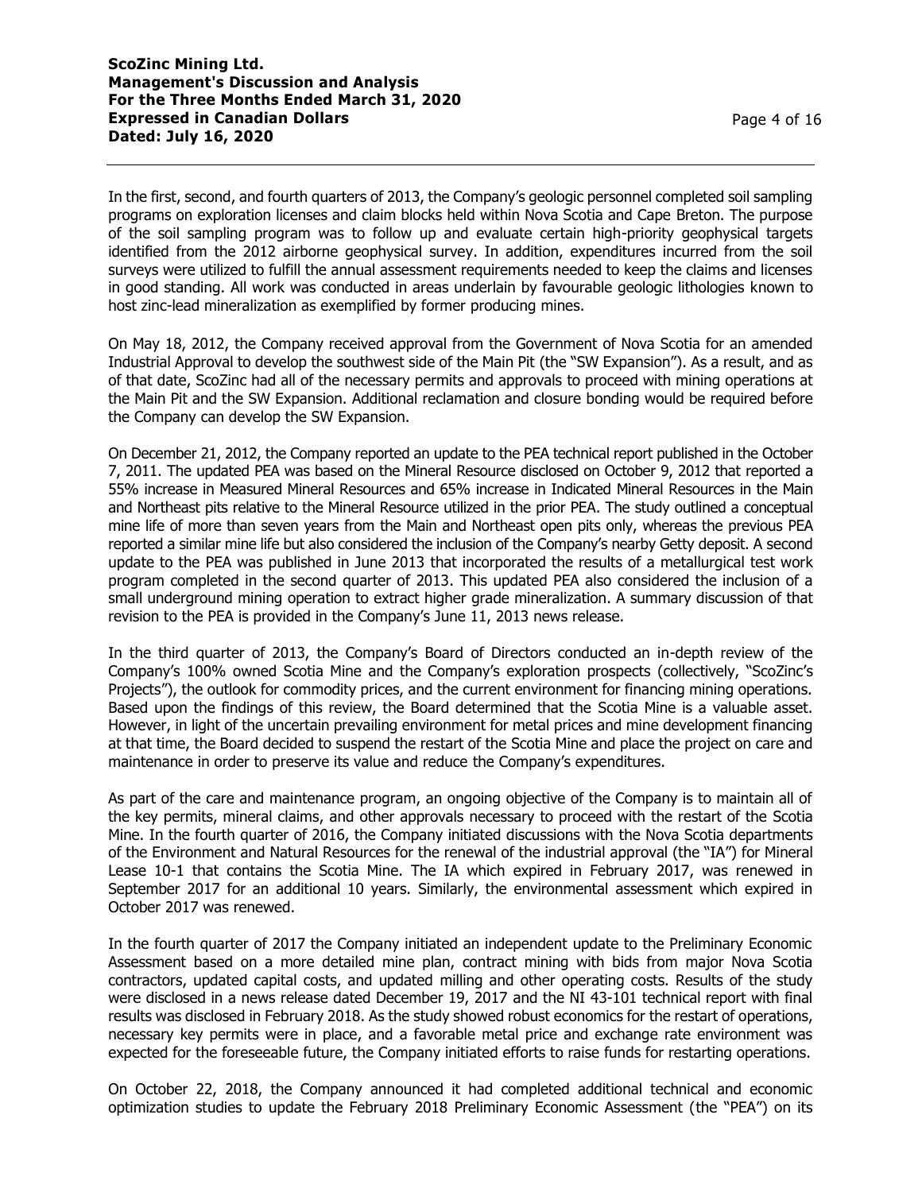In the first, second, and fourth quarters of 2013, the Company's geologic personnel completed soil sampling programs on exploration licenses and claim blocks held within Nova Scotia and Cape Breton. The purpose of the soil sampling program was to follow up and evaluate certain high-priority geophysical targets identified from the 2012 airborne geophysical survey. In addition, expenditures incurred from the soil surveys were utilized to fulfill the annual assessment requirements needed to keep the claims and licenses in good standing. All work was conducted in areas underlain by favourable geologic lithologies known to host zinc-lead mineralization as exemplified by former producing mines.

On May 18, 2012, the Company received approval from the Government of Nova Scotia for an amended Industrial Approval to develop the southwest side of the Main Pit (the "SW Expansion"). As a result, and as of that date, ScoZinc had all of the necessary permits and approvals to proceed with mining operations at the Main Pit and the SW Expansion. Additional reclamation and closure bonding would be required before the Company can develop the SW Expansion.

On December 21, 2012, the Company reported an update to the PEA technical report published in the October 7, 2011. The updated PEA was based on the Mineral Resource disclosed on October 9, 2012 that reported a 55% increase in Measured Mineral Resources and 65% increase in Indicated Mineral Resources in the Main and Northeast pits relative to the Mineral Resource utilized in the prior PEA. The study outlined a conceptual mine life of more than seven years from the Main and Northeast open pits only, whereas the previous PEA reported a similar mine life but also considered the inclusion of the Company's nearby Getty deposit. A second update to the PEA was published in June 2013 that incorporated the results of a metallurgical test work program completed in the second quarter of 2013. This updated PEA also considered the inclusion of a small underground mining operation to extract higher grade mineralization. A summary discussion of that revision to the PEA is provided in the Company's June 11, 2013 news release.

In the third quarter of 2013, the Company's Board of Directors conducted an in-depth review of the Company's 100% owned Scotia Mine and the Company's exploration prospects (collectively, "ScoZinc's Projects"), the outlook for commodity prices, and the current environment for financing mining operations. Based upon the findings of this review, the Board determined that the Scotia Mine is a valuable asset. However, in light of the uncertain prevailing environment for metal prices and mine development financing at that time, the Board decided to suspend the restart of the Scotia Mine and place the project on care and maintenance in order to preserve its value and reduce the Company's expenditures.

As part of the care and maintenance program, an ongoing objective of the Company is to maintain all of the key permits, mineral claims, and other approvals necessary to proceed with the restart of the Scotia Mine. In the fourth quarter of 2016, the Company initiated discussions with the Nova Scotia departments of the Environment and Natural Resources for the renewal of the industrial approval (the "IA") for Mineral Lease 10-1 that contains the Scotia Mine. The IA which expired in February 2017, was renewed in September 2017 for an additional 10 years. Similarly, the environmental assessment which expired in October 2017 was renewed.

In the fourth quarter of 2017 the Company initiated an independent update to the Preliminary Economic Assessment based on a more detailed mine plan, contract mining with bids from major Nova Scotia contractors, updated capital costs, and updated milling and other operating costs. Results of the study were disclosed in a news release dated December 19, 2017 and the NI 43-101 technical report with final results was disclosed in February 2018. As the study showed robust economics for the restart of operations, necessary key permits were in place, and a favorable metal price and exchange rate environment was expected for the foreseeable future, the Company initiated efforts to raise funds for restarting operations.

On October 22, 2018, the Company announced it had completed additional technical and economic optimization studies to update the February 2018 Preliminary Economic Assessment (the "PEA") on its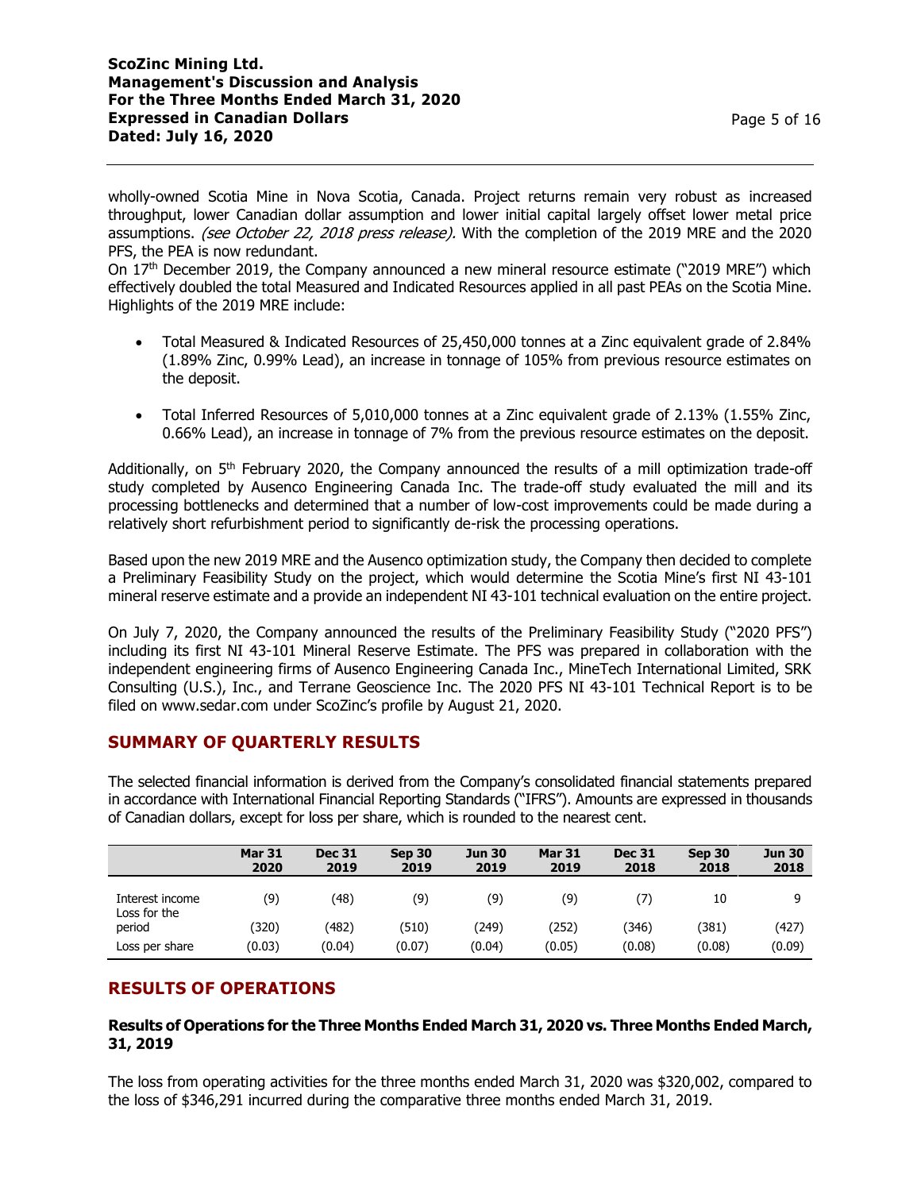wholly-owned Scotia Mine in Nova Scotia, Canada. Project returns remain very robust as increased throughput, lower Canadian dollar assumption and lower initial capital largely offset lower metal price assumptions. *(see October 22, 2018 press release).* With the completion of the 2019 MRE and the 2020 PFS, the PEA is now redundant.

On 17th December 2019, the Company announced a new mineral resource estimate ("2019 MRE") which effectively doubled the total Measured and Indicated Resources applied in all past PEAs on the Scotia Mine. Highlights of the 2019 MRE include:

- Total Measured & Indicated Resources of 25,450,000 tonnes at a Zinc equivalent grade of 2.84% (1.89% Zinc, 0.99% Lead), an increase in tonnage of 105% from previous resource estimates on the deposit.
- Total Inferred Resources of 5,010,000 tonnes at a Zinc equivalent grade of 2.13% (1.55% Zinc, 0.66% Lead), an increase in tonnage of 7% from the previous resource estimates on the deposit.

Additionally, on 5th February 2020, the Company announced the results of a mill optimization trade-off study completed by Ausenco Engineering Canada Inc. The trade-off study evaluated the mill and its processing bottlenecks and determined that a number of low-cost improvements could be made during a relatively short refurbishment period to significantly de-risk the processing operations.

Based upon the new 2019 MRE and the Ausenco optimization study, the Company then decided to complete a Preliminary Feasibility Study on the project, which would determine the Scotia Mine's first NI 43-101 mineral reserve estimate and a provide an independent NI 43-101 technical evaluation on the entire project.

On July 7, 2020, the Company announced the results of the Preliminary Feasibility Study ("2020 PFS") including its first NI 43-101 Mineral Reserve Estimate. The PFS was prepared in collaboration with the independent engineering firms of Ausenco Engineering Canada Inc., MineTech International Limited, SRK Consulting (U.S.), Inc., and Terrane Geoscience Inc. The 2020 PFS NI 43-101 Technical Report is to be filed on www.sedar.com under ScoZinc's profile by August 21, 2020.

## SUMMARY OF QUARTERLY RESULTS

The selected financial information is derived from the Company's consolidated financial statements prepared in accordance with International Financial Reporting Standards ("IFRS"). Amounts are expressed in thousands of Canadian dollars, except for loss per share, which is rounded to the nearest cent.

| | Mar 31 2020 | Dec 31 2019 | Sep 30 2019 | Jun 30 2019 | Mar 31 2019 | Dec 31 2018 | Sep 30 2018 | Jun 30 2018 |
|---|---|---|---|---|---|---|---|---|
| Interest income | (9) | (48) | (9) | (9) | (9) | (7) | 10 | 9 |
| Loss for the period | (320) | (482) | (510) | (249) | (252) | (346) | (381) | (427) |
| Loss per share | (0.03) | (0.04) | (0.07) | (0.04) | (0.05) | (0.08) | (0.08) | (0.09) |

## RESULTS OF OPERATIONS

### Results of Operations for the Three Months Ended March 31, 2020 vs. Three Months Ended March, 31, 2019

The loss from operating activities for the three months ended March 31, 2020 was $320,002, compared to the loss of $346,291 incurred during the comparative three months ended March 31, 2019.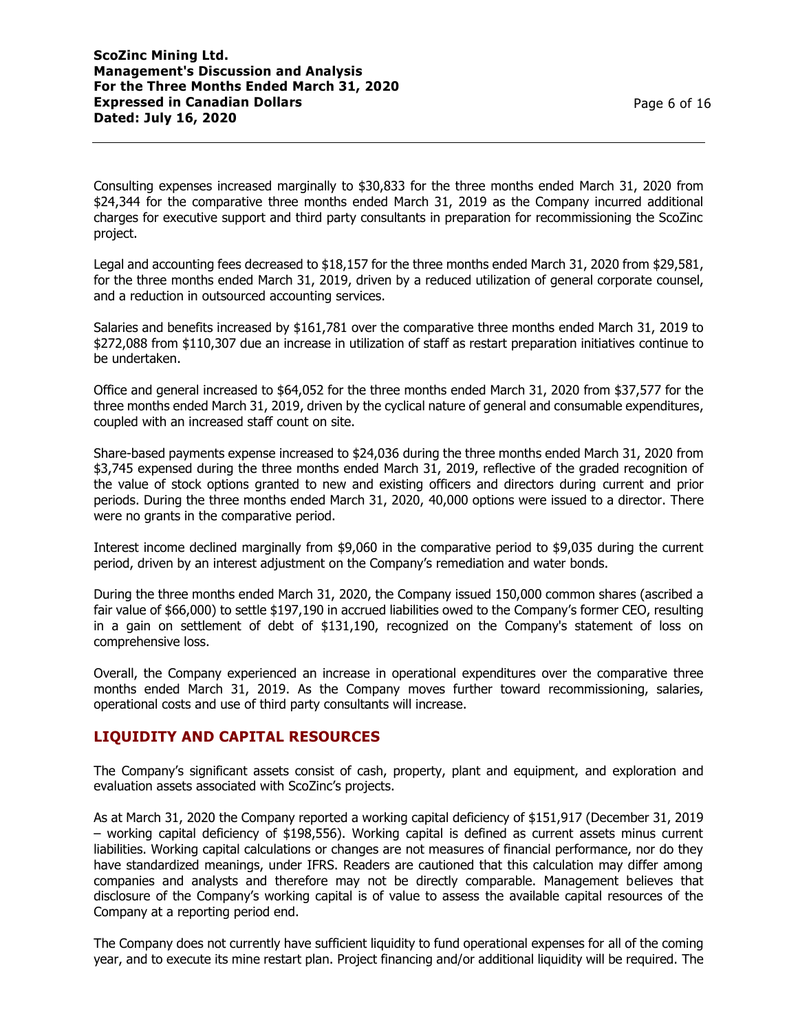Consulting expenses increased marginally to $30,833 for the three months ended March 31, 2020 from $24,344 for the comparative three months ended March 31, 2019 as the Company incurred additional charges for executive support and third party consultants in preparation for recommissioning the ScoZinc project.

Legal and accounting fees decreased to $18,157 for the three months ended March 31, 2020 from $29,581, for the three months ended March 31, 2019, driven by a reduced utilization of general corporate counsel, and a reduction in outsourced accounting services.

Salaries and benefits increased by $161,781 over the comparative three months ended March 31, 2019 to $272,088 from $110,307 due an increase in utilization of staff as restart preparation initiatives continue to be undertaken.

Office and general increased to $64,052 for the three months ended March 31, 2020 from $37,577 for the three months ended March 31, 2019, driven by the cyclical nature of general and consumable expenditures, coupled with an increased staff count on site.

Share-based payments expense increased to $24,036 during the three months ended March 31, 2020 from $3,745 expensed during the three months ended March 31, 2019, reflective of the graded recognition of the value of stock options granted to new and existing officers and directors during current and prior periods. During the three months ended March 31, 2020, 40,000 options were issued to a director. There were no grants in the comparative period.

Interest income declined marginally from $9,060 in the comparative period to $9,035 during the current period, driven by an interest adjustment on the Company's remediation and water bonds.

During the three months ended March 31, 2020, the Company issued 150,000 common shares (ascribed a fair value of $66,000) to settle $197,190 in accrued liabilities owed to the Company's former CEO, resulting in a gain on settlement of debt of $131,190, recognized on the Company's statement of loss on comprehensive loss.

Overall, the Company experienced an increase in operational expenditures over the comparative three months ended March 31, 2019. As the Company moves further toward recommissioning, salaries, operational costs and use of third party consultants will increase.

## LIQUIDITY AND CAPITAL RESOURCES

The Company's significant assets consist of cash, property, plant and equipment, and exploration and evaluation assets associated with ScoZinc's projects.

As at March 31, 2020 the Company reported a working capital deficiency of $151,917 (December 31, 2019 – working capital deficiency of $198,556). Working capital is defined as current assets minus current liabilities. Working capital calculations or changes are not measures of financial performance, nor do they have standardized meanings, under IFRS. Readers are cautioned that this calculation may differ among companies and analysts and therefore may not be directly comparable. Management believes that disclosure of the Company's working capital is of value to assess the available capital resources of the Company at a reporting period end.

The Company does not currently have sufficient liquidity to fund operational expenses for all of the coming year, and to execute its mine restart plan. Project financing and/or additional liquidity will be required. The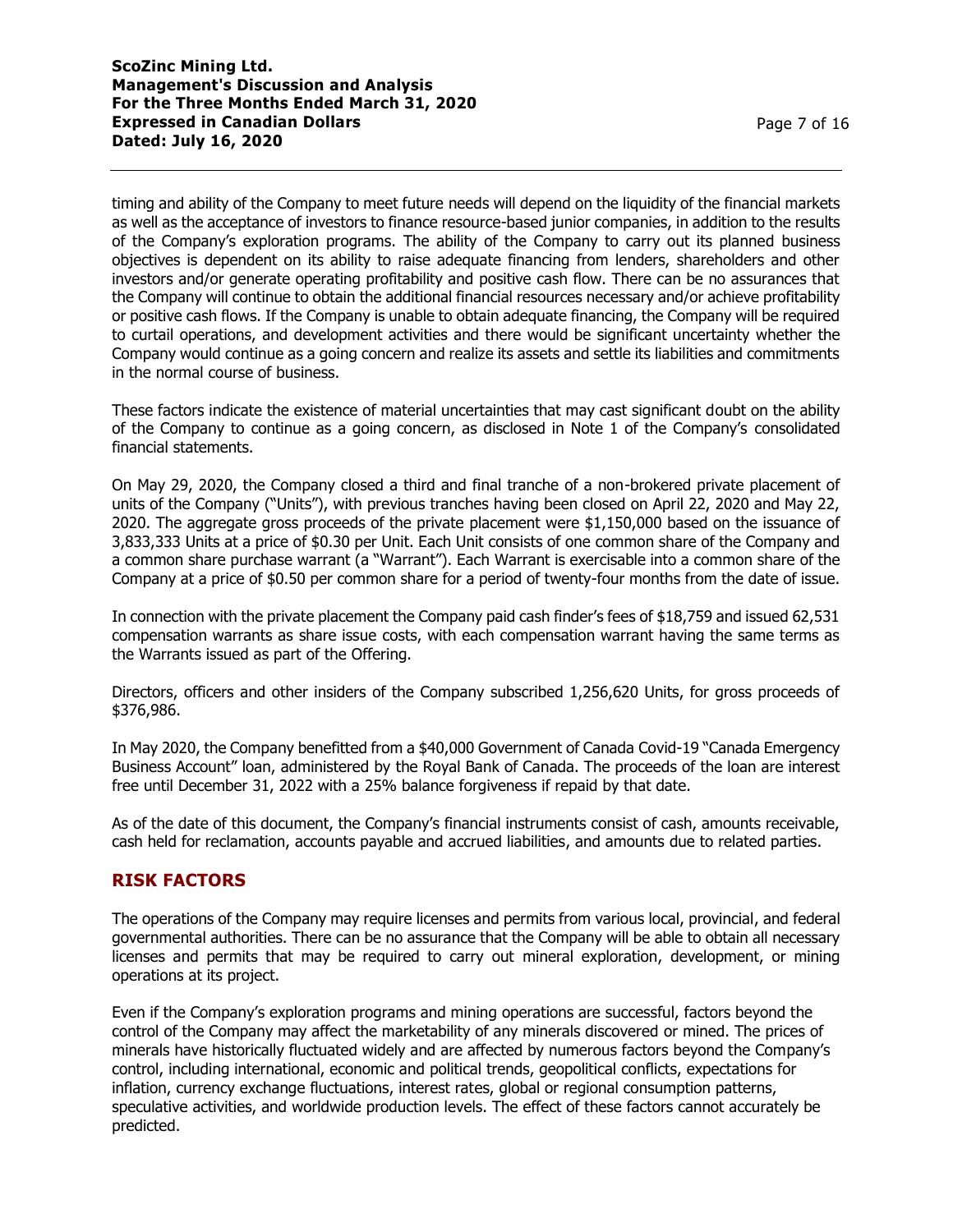timing and ability of the Company to meet future needs will depend on the liquidity of the financial markets as well as the acceptance of investors to finance resource-based junior companies, in addition to the results of the Company's exploration programs. The ability of the Company to carry out its planned business objectives is dependent on its ability to raise adequate financing from lenders, shareholders and other investors and/or generate operating profitability and positive cash flow. There can be no assurances that the Company will continue to obtain the additional financial resources necessary and/or achieve profitability or positive cash flows. If the Company is unable to obtain adequate financing, the Company will be required to curtail operations, and development activities and there would be significant uncertainty whether the Company would continue as a going concern and realize its assets and settle its liabilities and commitments in the normal course of business.

These factors indicate the existence of material uncertainties that may cast significant doubt on the ability of the Company to continue as a going concern, as disclosed in Note 1 of the Company's consolidated financial statements.

On May 29, 2020, the Company closed a third and final tranche of a non-brokered private placement of units of the Company ("Units"), with previous tranches having been closed on April 22, 2020 and May 22, 2020. The aggregate gross proceeds of the private placement were $1,150,000 based on the issuance of 3,833,333 Units at a price of $0.30 per Unit. Each Unit consists of one common share of the Company and a common share purchase warrant (a "Warrant"). Each Warrant is exercisable into a common share of the Company at a price of $0.50 per common share for a period of twenty-four months from the date of issue.

In connection with the private placement the Company paid cash finder's fees of $18,759 and issued 62,531 compensation warrants as share issue costs, with each compensation warrant having the same terms as the Warrants issued as part of the Offering.

Directors, officers and other insiders of the Company subscribed 1,256,620 Units, for gross proceeds of $376,986.

In May 2020, the Company benefitted from a $40,000 Government of Canada Covid-19 "Canada Emergency Business Account" loan, administered by the Royal Bank of Canada. The proceeds of the loan are interest free until December 31, 2022 with a 25% balance forgiveness if repaid by that date.

As of the date of this document, the Company's financial instruments consist of cash, amounts receivable, cash held for reclamation, accounts payable and accrued liabilities, and amounts due to related parties.

## RISK FACTORS

The operations of the Company may require licenses and permits from various local, provincial, and federal governmental authorities. There can be no assurance that the Company will be able to obtain all necessary licenses and permits that may be required to carry out mineral exploration, development, or mining operations at its project.

Even if the Company's exploration programs and mining operations are successful, factors beyond the control of the Company may affect the marketability of any minerals discovered or mined. The prices of minerals have historically fluctuated widely and are affected by numerous factors beyond the Company's control, including international, economic and political trends, geopolitical conflicts, expectations for inflation, currency exchange fluctuations, interest rates, global or regional consumption patterns, speculative activities, and worldwide production levels. The effect of these factors cannot accurately be predicted.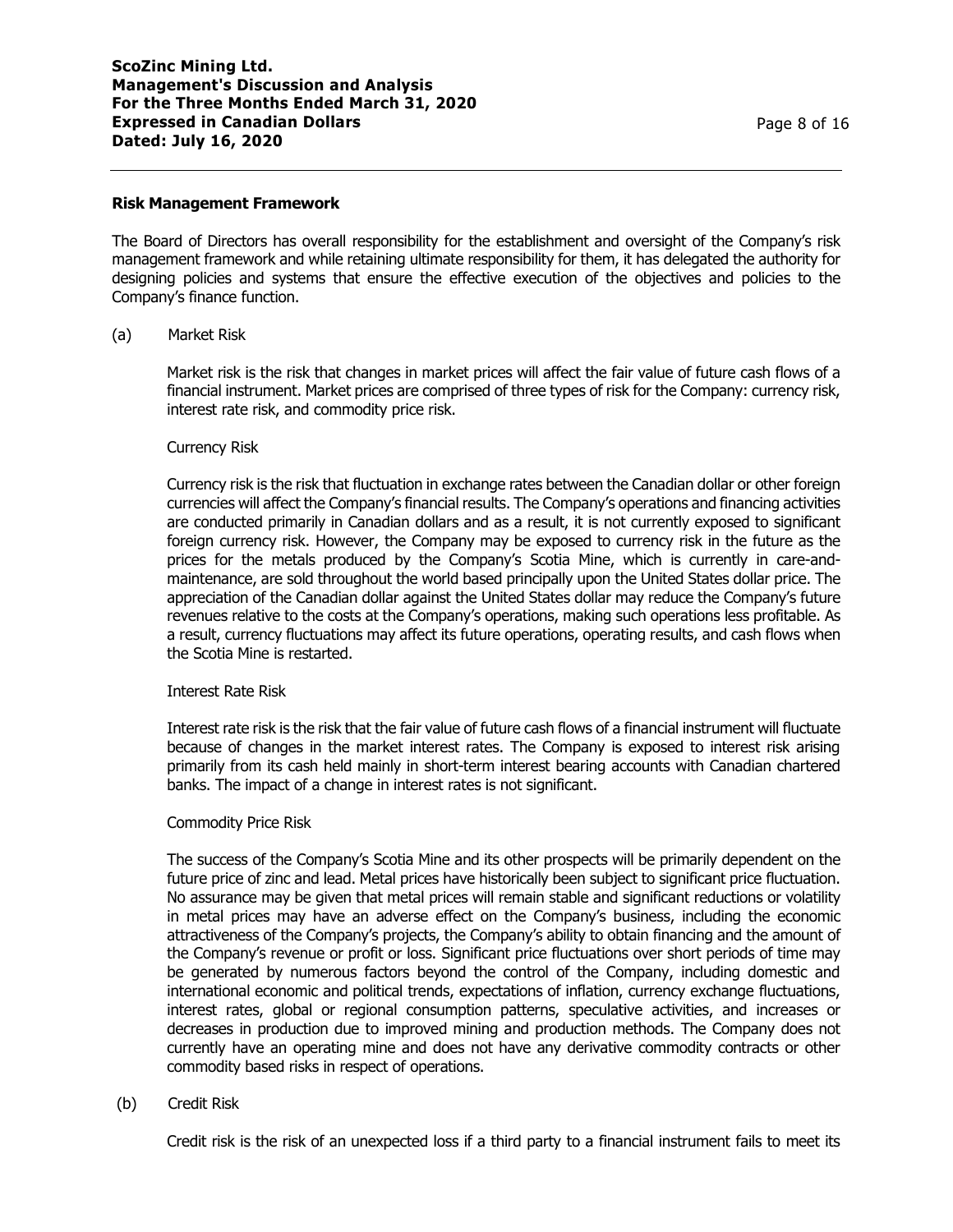## Risk Management Framework

The Board of Directors has overall responsibility for the establishment and oversight of the Company's risk management framework and while retaining ultimate responsibility for them, it has delegated the authority for designing policies and systems that ensure the effective execution of the objectives and policies to the Company's finance function.

(a) Market Risk

Market risk is the risk that changes in market prices will affect the fair value of future cash flows of a financial instrument. Market prices are comprised of three types of risk for the Company: currency risk, interest rate risk, and commodity price risk.

Currency Risk

Currency risk is the risk that fluctuation in exchange rates between the Canadian dollar or other foreign currencies will affect the Company's financial results. The Company's operations and financing activities are conducted primarily in Canadian dollars and as a result, it is not currently exposed to significant foreign currency risk. However, the Company may be exposed to currency risk in the future as the prices for the metals produced by the Company's Scotia Mine, which is currently in care-and-maintenance, are sold throughout the world based principally upon the United States dollar price. The appreciation of the Canadian dollar against the United States dollar may reduce the Company's future revenues relative to the costs at the Company's operations, making such operations less profitable. As a result, currency fluctuations may affect its future operations, operating results, and cash flows when the Scotia Mine is restarted.

Interest Rate Risk

Interest rate risk is the risk that the fair value of future cash flows of a financial instrument will fluctuate because of changes in the market interest rates. The Company is exposed to interest risk arising primarily from its cash held mainly in short-term interest bearing accounts with Canadian chartered banks. The impact of a change in interest rates is not significant.

Commodity Price Risk

The success of the Company's Scotia Mine and its other prospects will be primarily dependent on the future price of zinc and lead. Metal prices have historically been subject to significant price fluctuation. No assurance may be given that metal prices will remain stable and significant reductions or volatility in metal prices may have an adverse effect on the Company's business, including the economic attractiveness of the Company's projects, the Company's ability to obtain financing and the amount of the Company's revenue or profit or loss. Significant price fluctuations over short periods of time may be generated by numerous factors beyond the control of the Company, including domestic and international economic and political trends, expectations of inflation, currency exchange fluctuations, interest rates, global or regional consumption patterns, speculative activities, and increases or decreases in production due to improved mining and production methods. The Company does not currently have an operating mine and does not have any derivative commodity contracts or other commodity based risks in respect of operations.

(b) Credit Risk

Credit risk is the risk of an unexpected loss if a third party to a financial instrument fails to meet its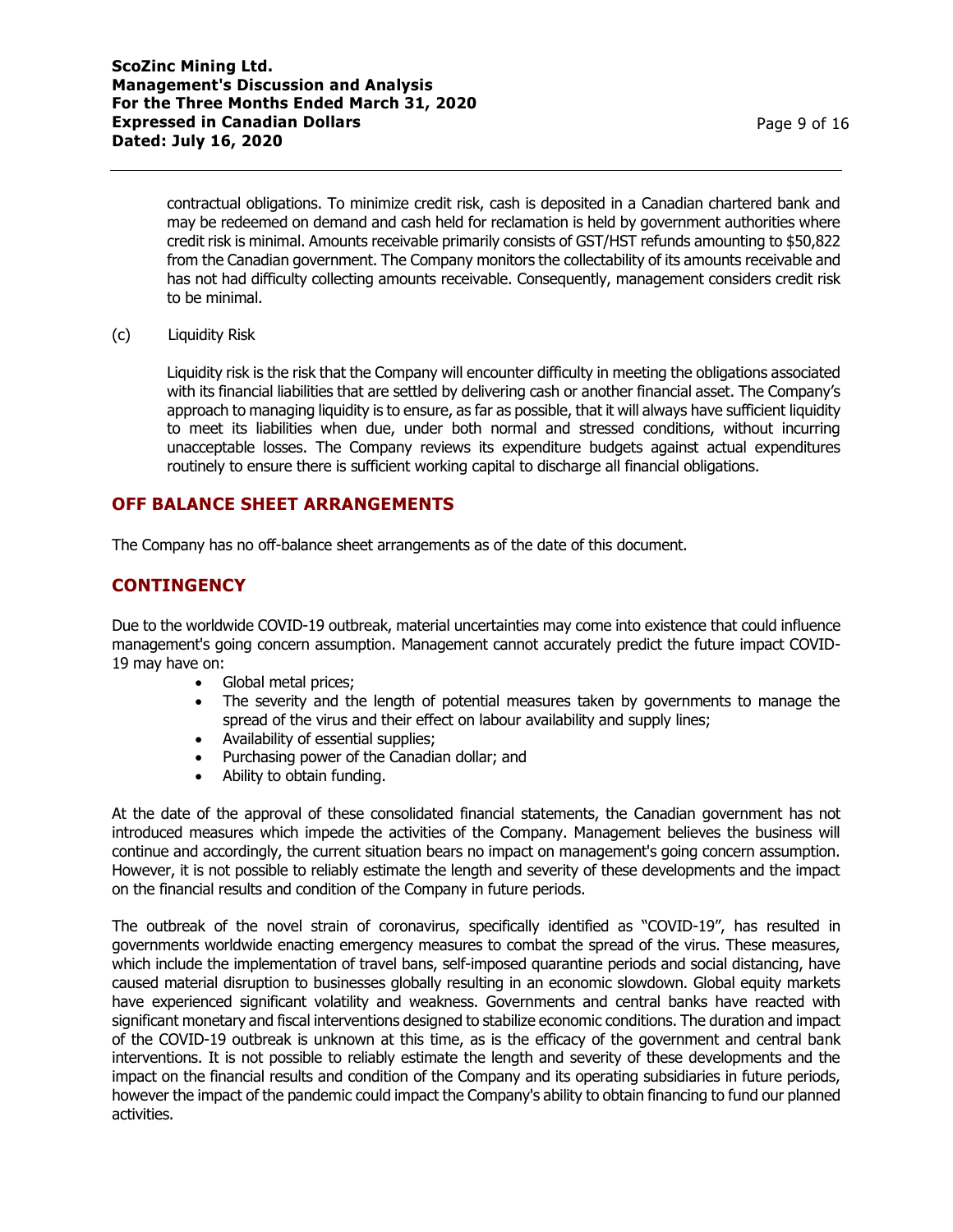contractual obligations. To minimize credit risk, cash is deposited in a Canadian chartered bank and may be redeemed on demand and cash held for reclamation is held by government authorities where credit risk is minimal. Amounts receivable primarily consists of GST/HST refunds amounting to $50,822 from the Canadian government. The Company monitors the collectability of its amounts receivable and has not had difficulty collecting amounts receivable. Consequently, management considers credit risk to be minimal.

(c) Liquidity Risk

Liquidity risk is the risk that the Company will encounter difficulty in meeting the obligations associated with its financial liabilities that are settled by delivering cash or another financial asset. The Company's approach to managing liquidity is to ensure, as far as possible, that it will always have sufficient liquidity to meet its liabilities when due, under both normal and stressed conditions, without incurring unacceptable losses. The Company reviews its expenditure budgets against actual expenditures routinely to ensure there is sufficient working capital to discharge all financial obligations.

## OFF BALANCE SHEET ARRANGEMENTS

The Company has no off-balance sheet arrangements as of the date of this document.

## CONTINGENCY

Due to the worldwide COVID-19 outbreak, material uncertainties may come into existence that could influence management's going concern assumption. Management cannot accurately predict the future impact COVID-19 may have on:

- Global metal prices;
- The severity and the length of potential measures taken by governments to manage the spread of the virus and their effect on labour availability and supply lines;
- Availability of essential supplies;
- Purchasing power of the Canadian dollar; and
- Ability to obtain funding.

At the date of the approval of these consolidated financial statements, the Canadian government has not introduced measures which impede the activities of the Company. Management believes the business will continue and accordingly, the current situation bears no impact on management's going concern assumption. However, it is not possible to reliably estimate the length and severity of these developments and the impact on the financial results and condition of the Company in future periods.

The outbreak of the novel strain of coronavirus, specifically identified as "COVID-19", has resulted in governments worldwide enacting emergency measures to combat the spread of the virus. These measures, which include the implementation of travel bans, self-imposed quarantine periods and social distancing, have caused material disruption to businesses globally resulting in an economic slowdown. Global equity markets have experienced significant volatility and weakness. Governments and central banks have reacted with significant monetary and fiscal interventions designed to stabilize economic conditions. The duration and impact of the COVID-19 outbreak is unknown at this time, as is the efficacy of the government and central bank interventions. It is not possible to reliably estimate the length and severity of these developments and the impact on the financial results and condition of the Company and its operating subsidiaries in future periods, however the impact of the pandemic could impact the Company's ability to obtain financing to fund our planned activities.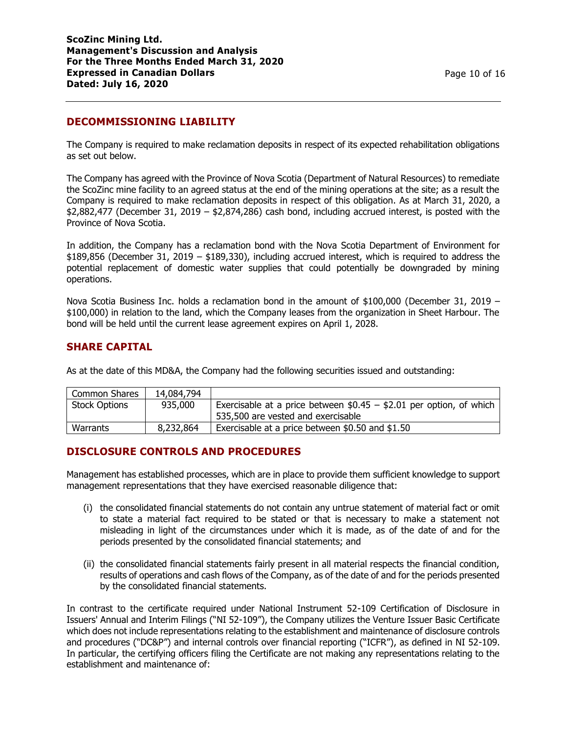## DECOMMISSIONING LIABILITY

The Company is required to make reclamation deposits in respect of its expected rehabilitation obligations as set out below.

The Company has agreed with the Province of Nova Scotia (Department of Natural Resources) to remediate the ScoZinc mine facility to an agreed status at the end of the mining operations at the site; as a result the Company is required to make reclamation deposits in respect of this obligation. As at March 31, 2020, a $2,882,477 (December 31, 2019 – $2,874,286) cash bond, including accrued interest, is posted with the Province of Nova Scotia.

In addition, the Company has a reclamation bond with the Nova Scotia Department of Environment for $189,856 (December 31, 2019 – $189,330), including accrued interest, which is required to address the potential replacement of domestic water supplies that could potentially be downgraded by mining operations.

Nova Scotia Business Inc. holds a reclamation bond in the amount of $100,000 (December 31, 2019 – $100,000) in relation to the land, which the Company leases from the organization in Sheet Harbour. The bond will be held until the current lease agreement expires on April 1, 2028.

## SHARE CAPITAL

As at the date of this MD&A, the Company had the following securities issued and outstanding:

| | | |
|---|---|---|
| Common Shares | 14,084,794 | |
| Stock Options | 935,000 | Exercisable at a price between $0.45 – $2.01 per option, of which 535,500 are vested and exercisable |
| Warrants | 8,232,864 | Exercisable at a price between $0.50 and $1.50 |

## DISCLOSURE CONTROLS AND PROCEDURES

Management has established processes, which are in place to provide them sufficient knowledge to support management representations that they have exercised reasonable diligence that:

(i) the consolidated financial statements do not contain any untrue statement of material fact or omit to state a material fact required to be stated or that is necessary to make a statement not misleading in light of the circumstances under which it is made, as of the date of and for the periods presented by the consolidated financial statements; and

(ii) the consolidated financial statements fairly present in all material respects the financial condition, results of operations and cash flows of the Company, as of the date of and for the periods presented by the consolidated financial statements.

In contrast to the certificate required under National Instrument 52-109 Certification of Disclosure in Issuers' Annual and Interim Filings ("NI 52-109"), the Company utilizes the Venture Issuer Basic Certificate which does not include representations relating to the establishment and maintenance of disclosure controls and procedures ("DC&P") and internal controls over financial reporting ("ICFR"), as defined in NI 52-109. In particular, the certifying officers filing the Certificate are not making any representations relating to the establishment and maintenance of: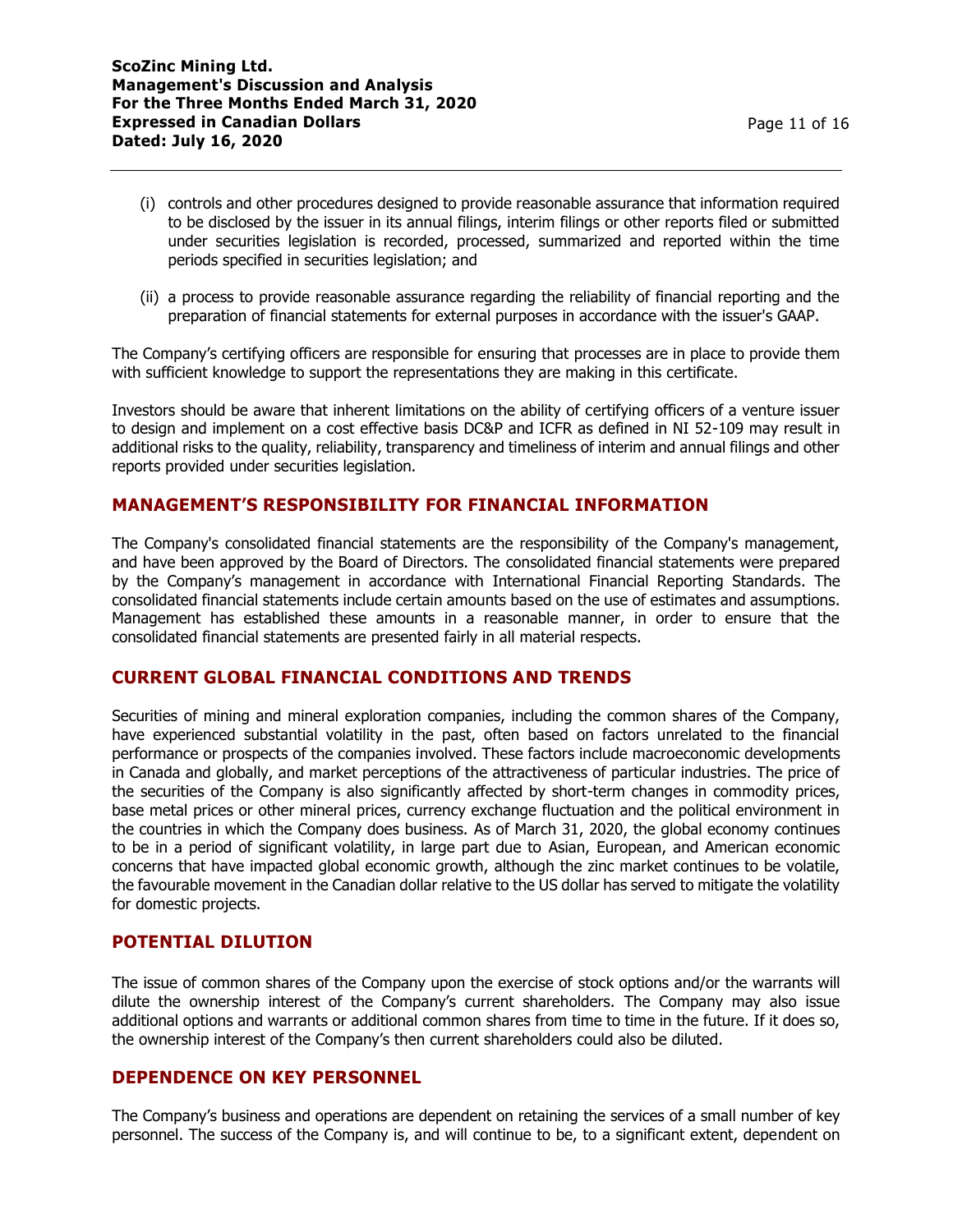(i) controls and other procedures designed to provide reasonable assurance that information required to be disclosed by the issuer in its annual filings, interim filings or other reports filed or submitted under securities legislation is recorded, processed, summarized and reported within the time periods specified in securities legislation; and

(ii) a process to provide reasonable assurance regarding the reliability of financial reporting and the preparation of financial statements for external purposes in accordance with the issuer's GAAP.

The Company's certifying officers are responsible for ensuring that processes are in place to provide them with sufficient knowledge to support the representations they are making in this certificate.

Investors should be aware that inherent limitations on the ability of certifying officers of a venture issuer to design and implement on a cost effective basis DC&P and ICFR as defined in NI 52-109 may result in additional risks to the quality, reliability, transparency and timeliness of interim and annual filings and other reports provided under securities legislation.

## MANAGEMENT'S RESPONSIBILITY FOR FINANCIAL INFORMATION

The Company's consolidated financial statements are the responsibility of the Company's management, and have been approved by the Board of Directors. The consolidated financial statements were prepared by the Company's management in accordance with International Financial Reporting Standards. The consolidated financial statements include certain amounts based on the use of estimates and assumptions. Management has established these amounts in a reasonable manner, in order to ensure that the consolidated financial statements are presented fairly in all material respects.

## CURRENT GLOBAL FINANCIAL CONDITIONS AND TRENDS

Securities of mining and mineral exploration companies, including the common shares of the Company, have experienced substantial volatility in the past, often based on factors unrelated to the financial performance or prospects of the companies involved. These factors include macroeconomic developments in Canada and globally, and market perceptions of the attractiveness of particular industries. The price of the securities of the Company is also significantly affected by short-term changes in commodity prices, base metal prices or other mineral prices, currency exchange fluctuation and the political environment in the countries in which the Company does business. As of March 31, 2020, the global economy continues to be in a period of significant volatility, in large part due to Asian, European, and American economic concerns that have impacted global economic growth, although the zinc market continues to be volatile, the favourable movement in the Canadian dollar relative to the US dollar has served to mitigate the volatility for domestic projects.

## POTENTIAL DILUTION

The issue of common shares of the Company upon the exercise of stock options and/or the warrants will dilute the ownership interest of the Company's current shareholders. The Company may also issue additional options and warrants or additional common shares from time to time in the future. If it does so, the ownership interest of the Company's then current shareholders could also be diluted.

## DEPENDENCE ON KEY PERSONNEL

The Company's business and operations are dependent on retaining the services of a small number of key personnel. The success of the Company is, and will continue to be, to a significant extent, dependent on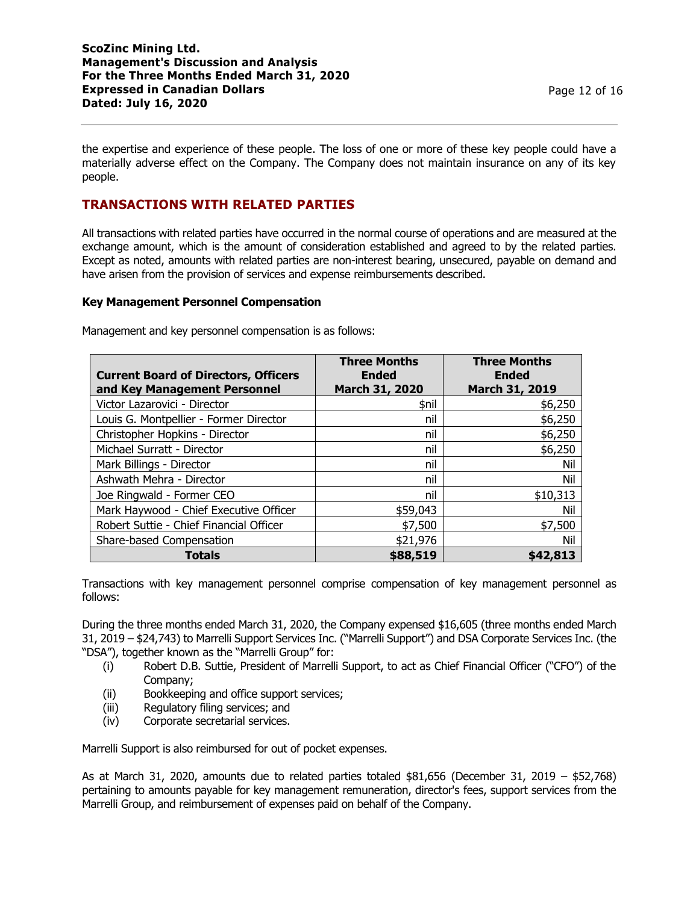the expertise and experience of these people. The loss of one or more of these key people could have a materially adverse effect on the Company. The Company does not maintain insurance on any of its key people.

## TRANSACTIONS WITH RELATED PARTIES

All transactions with related parties have occurred in the normal course of operations and are measured at the exchange amount, which is the amount of consideration established and agreed to by the related parties. Except as noted, amounts with related parties are non-interest bearing, unsecured, payable on demand and have arisen from the provision of services and expense reimbursements described.

### Key Management Personnel Compensation

Management and key personnel compensation is as follows:

| Current Board of Directors, Officers and Key Management Personnel | Three Months Ended March 31, 2020 | Three Months Ended March 31, 2019 |
|---|---|---|
| Victor Lazarovici - Director | $nil | $6,250 |
| Louis G. Montpellier - Former Director | nil | $6,250 |
| Christopher Hopkins - Director | nil | $6,250 |
| Michael Surratt - Director | nil | $6,250 |
| Mark Billings - Director | nil | Nil |
| Ashwath Mehra - Director | nil | Nil |
| Joe Ringwald - Former CEO | nil | $10,313 |
| Mark Haywood - Chief Executive Officer | $59,043 | Nil |
| Robert Suttie - Chief Financial Officer | $7,500 | $7,500 |
| Share-based Compensation | $21,976 | Nil |
| **Totals** | **$88,519** | **$42,813** |

Transactions with key management personnel comprise compensation of key management personnel as follows:

During the three months ended March 31, 2020, the Company expensed $16,605 (three months ended March 31, 2019 – $24,743) to Marrelli Support Services Inc. ("Marrelli Support") and DSA Corporate Services Inc. (the "DSA"), together known as the "Marrelli Group" for:

(i) Robert D.B. Suttie, President of Marrelli Support, to act as Chief Financial Officer ("CFO") of the Company;
(ii) Bookkeeping and office support services;
(iii) Regulatory filing services; and
(iv) Corporate secretarial services.

Marrelli Support is also reimbursed for out of pocket expenses.

As at March 31, 2020, amounts due to related parties totaled $81,656 (December 31, 2019 – $52,768) pertaining to amounts payable for key management remuneration, director's fees, support services from the Marrelli Group, and reimbursement of expenses paid on behalf of the Company.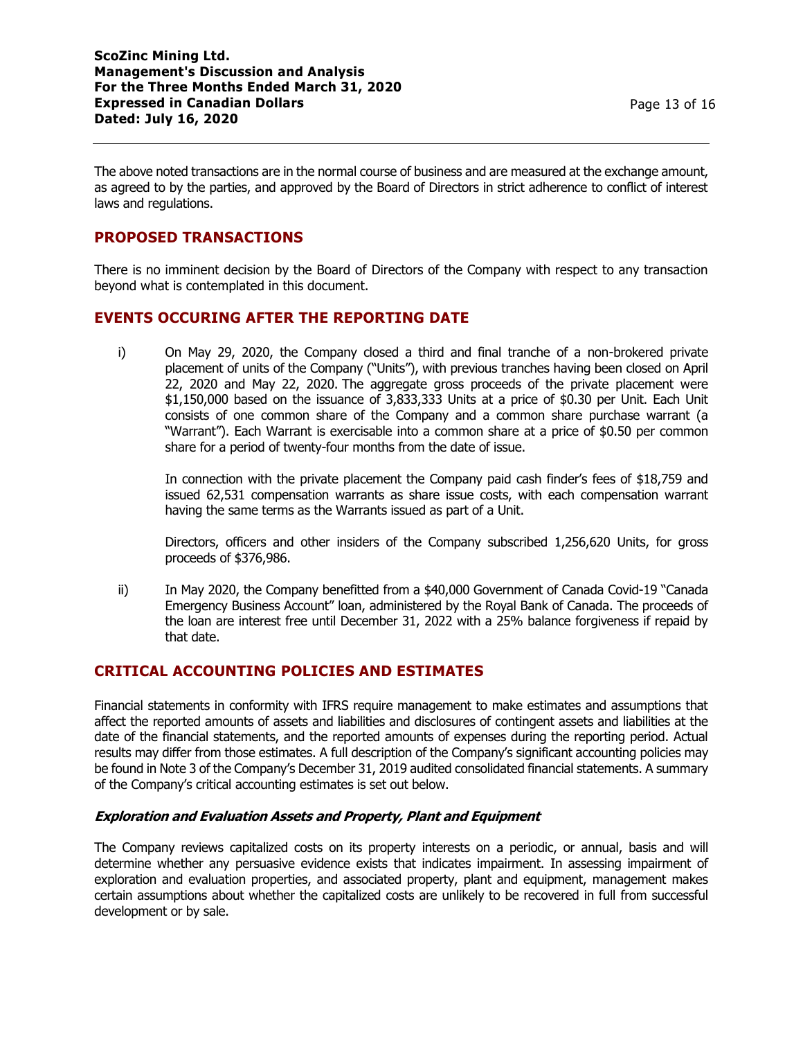The above noted transactions are in the normal course of business and are measured at the exchange amount, as agreed to by the parties, and approved by the Board of Directors in strict adherence to conflict of interest laws and regulations.

## PROPOSED TRANSACTIONS

There is no imminent decision by the Board of Directors of the Company with respect to any transaction beyond what is contemplated in this document.

## EVENTS OCCURING AFTER THE REPORTING DATE

i) On May 29, 2020, the Company closed a third and final tranche of a non-brokered private placement of units of the Company ("Units"), with previous tranches having been closed on April 22, 2020 and May 22, 2020. The aggregate gross proceeds of the private placement were $1,150,000 based on the issuance of 3,833,333 Units at a price of $0.30 per Unit. Each Unit consists of one common share of the Company and a common share purchase warrant (a "Warrant"). Each Warrant is exercisable into a common share at a price of $0.50 per common share for a period of twenty-four months from the date of issue.

   In connection with the private placement the Company paid cash finder's fees of $18,759 and issued 62,531 compensation warrants as share issue costs, with each compensation warrant having the same terms as the Warrants issued as part of a Unit.

   Directors, officers and other insiders of the Company subscribed 1,256,620 Units, for gross proceeds of $376,986.

ii) In May 2020, the Company benefitted from a $40,000 Government of Canada Covid-19 "Canada Emergency Business Account" loan, administered by the Royal Bank of Canada. The proceeds of the loan are interest free until December 31, 2022 with a 25% balance forgiveness if repaid by that date.

## CRITICAL ACCOUNTING POLICIES AND ESTIMATES

Financial statements in conformity with IFRS require management to make estimates and assumptions that affect the reported amounts of assets and liabilities and disclosures of contingent assets and liabilities at the date of the financial statements, and the reported amounts of expenses during the reporting period. Actual results may differ from those estimates. A full description of the Company's significant accounting policies may be found in Note 3 of the Company's December 31, 2019 audited consolidated financial statements. A summary of the Company's critical accounting estimates is set out below.

### *Exploration and Evaluation Assets and Property, Plant and Equipment*

The Company reviews capitalized costs on its property interests on a periodic, or annual, basis and will determine whether any persuasive evidence exists that indicates impairment. In assessing impairment of exploration and evaluation properties, and associated property, plant and equipment, management makes certain assumptions about whether the capitalized costs are unlikely to be recovered in full from successful development or by sale.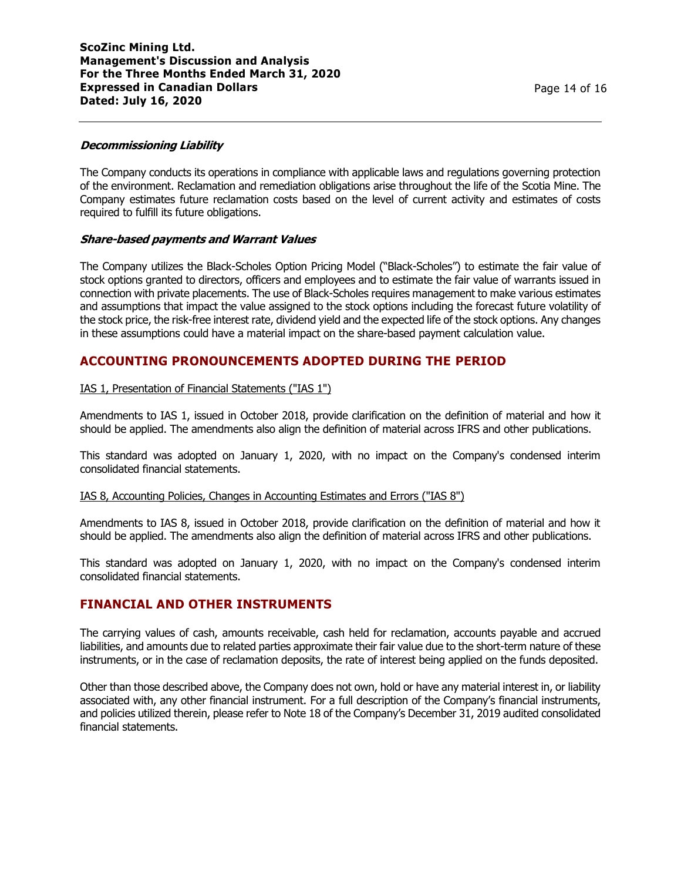***Decommissioning Liability***

The Company conducts its operations in compliance with applicable laws and regulations governing protection of the environment. Reclamation and remediation obligations arise throughout the life of the Scotia Mine. The Company estimates future reclamation costs based on the level of current activity and estimates of costs required to fulfill its future obligations.

***Share-based payments and Warrant Values***

The Company utilizes the Black-Scholes Option Pricing Model ("Black-Scholes") to estimate the fair value of stock options granted to directors, officers and employees and to estimate the fair value of warrants issued in connection with private placements. The use of Black-Scholes requires management to make various estimates and assumptions that impact the value assigned to the stock options including the forecast future volatility of the stock price, the risk-free interest rate, dividend yield and the expected life of the stock options. Any changes in these assumptions could have a material impact on the share-based payment calculation value.

## ACCOUNTING PRONOUNCEMENTS ADOPTED DURING THE PERIOD

IAS 1, Presentation of Financial Statements ("IAS 1")

Amendments to IAS 1, issued in October 2018, provide clarification on the definition of material and how it should be applied. The amendments also align the definition of material across IFRS and other publications.

This standard was adopted on January 1, 2020, with no impact on the Company's condensed interim consolidated financial statements.

IAS 8, Accounting Policies, Changes in Accounting Estimates and Errors ("IAS 8")

Amendments to IAS 8, issued in October 2018, provide clarification on the definition of material and how it should be applied. The amendments also align the definition of material across IFRS and other publications.

This standard was adopted on January 1, 2020, with no impact on the Company's condensed interim consolidated financial statements.

## FINANCIAL AND OTHER INSTRUMENTS

The carrying values of cash, amounts receivable, cash held for reclamation, accounts payable and accrued liabilities, and amounts due to related parties approximate their fair value due to the short-term nature of these instruments, or in the case of reclamation deposits, the rate of interest being applied on the funds deposited.

Other than those described above, the Company does not own, hold or have any material interest in, or liability associated with, any other financial instrument. For a full description of the Company's financial instruments, and policies utilized therein, please refer to Note 18 of the Company's December 31, 2019 audited consolidated financial statements.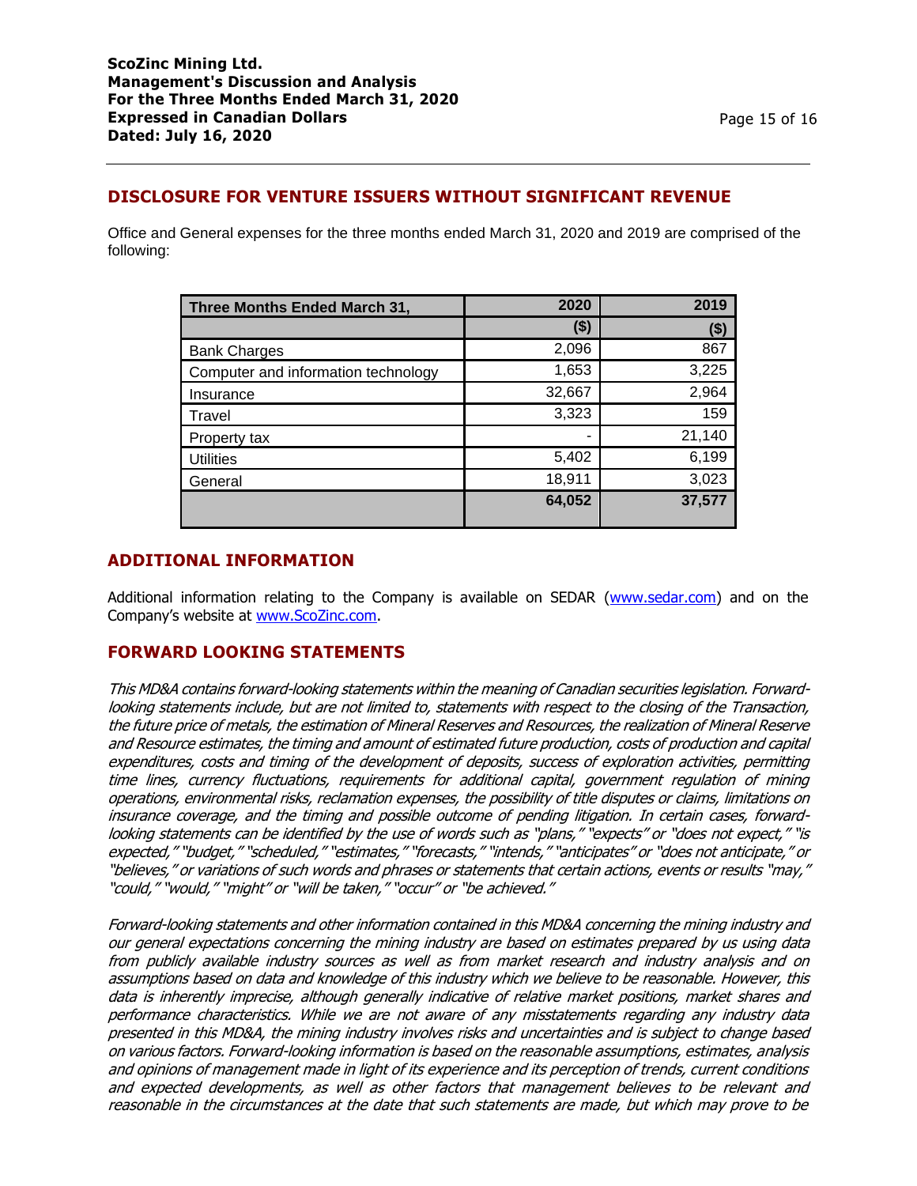## DISCLOSURE FOR VENTURE ISSUERS WITHOUT SIGNIFICANT REVENUE

Office and General expenses for the three months ended March 31, 2020 and 2019 are comprised of the following:

| Three Months Ended March 31, | 2020 | 2019 |
|---|---|---|
| | ($) | ($) |
| Bank Charges | 2,096 | 867 |
| Computer and information technology | 1,653 | 3,225 |
| Insurance | 32,667 | 2,964 |
| Travel | 3,323 | 159 |
| Property tax | - | 21,140 |
| Utilities | 5,402 | 6,199 |
| General | 18,911 | 3,023 |
| | **64,052** | **37,577** |

## ADDITIONAL INFORMATION

Additional information relating to the Company is available on SEDAR (www.sedar.com) and on the Company's website at www.ScoZinc.com.

## FORWARD LOOKING STATEMENTS

*This MD&A contains forward-looking statements within the meaning of Canadian securities legislation. Forward-looking statements include, but are not limited to, statements with respect to the closing of the Transaction, the future price of metals, the estimation of Mineral Reserves and Resources, the realization of Mineral Reserve and Resource estimates, the timing and amount of estimated future production, costs of production and capital expenditures, costs and timing of the development of deposits, success of exploration activities, permitting time lines, currency fluctuations, requirements for additional capital, government regulation of mining operations, environmental risks, reclamation expenses, the possibility of title disputes or claims, limitations on insurance coverage, and the timing and possible outcome of pending litigation. In certain cases, forward-looking statements can be identified by the use of words such as "plans," "expects" or "does not expect," "is expected," "budget," "scheduled," "estimates," "forecasts," "intends," "anticipates" or "does not anticipate," or "believes," or variations of such words and phrases or statements that certain actions, events or results "may," "could," "would," "might" or "will be taken," "occur" or "be achieved."*

*Forward-looking statements and other information contained in this MD&A concerning the mining industry and our general expectations concerning the mining industry are based on estimates prepared by us using data from publicly available industry sources as well as from market research and industry analysis and on assumptions based on data and knowledge of this industry which we believe to be reasonable. However, this data is inherently imprecise, although generally indicative of relative market positions, market shares and performance characteristics. While we are not aware of any misstatements regarding any industry data presented in this MD&A, the mining industry involves risks and uncertainties and is subject to change based on various factors. Forward-looking information is based on the reasonable assumptions, estimates, analysis and opinions of management made in light of its experience and its perception of trends, current conditions and expected developments, as well as other factors that management believes to be relevant and reasonable in the circumstances at the date that such statements are made, but which may prove to be*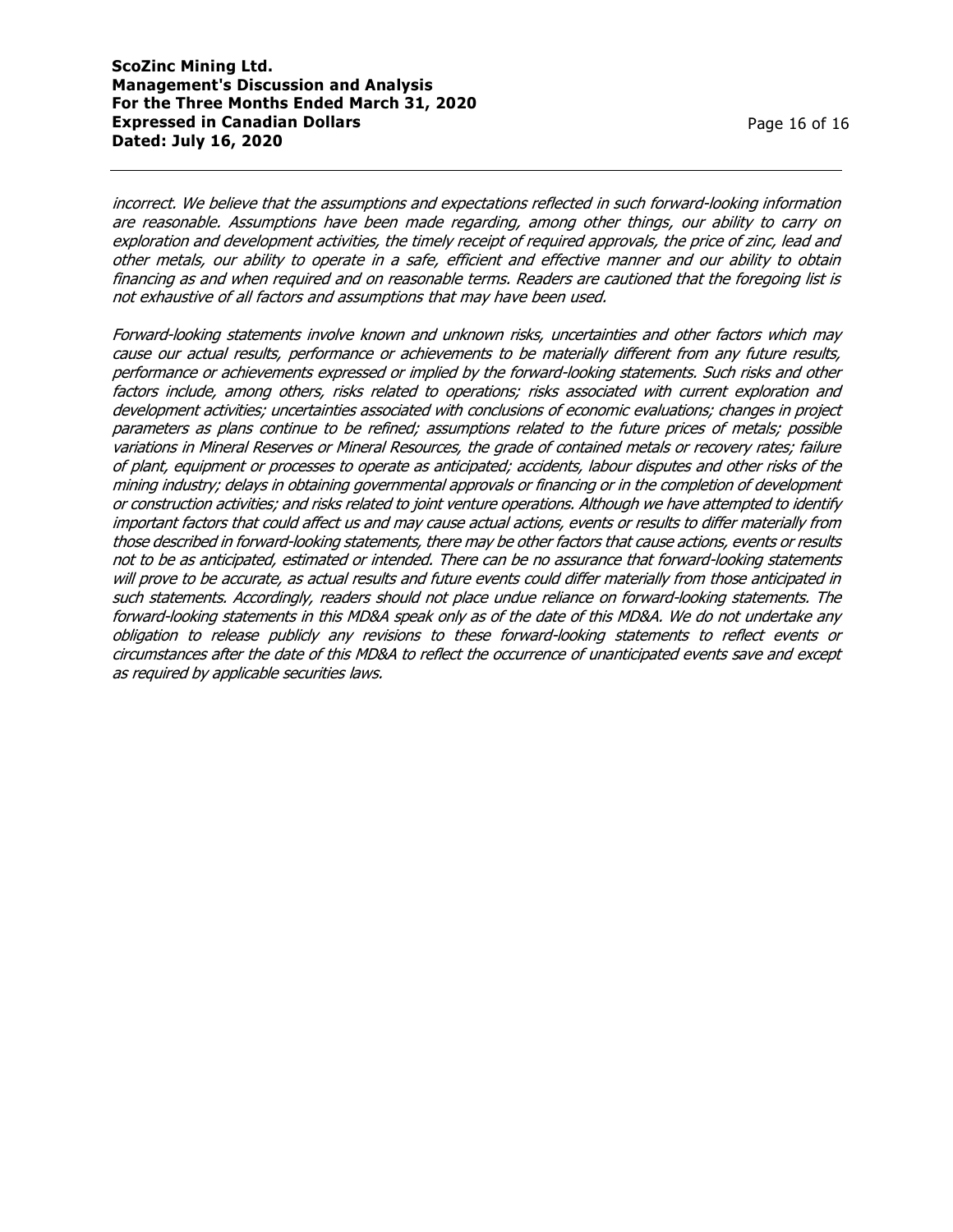*incorrect. We believe that the assumptions and expectations reflected in such forward-looking information are reasonable. Assumptions have been made regarding, among other things, our ability to carry on exploration and development activities, the timely receipt of required approvals, the price of zinc, lead and other metals, our ability to operate in a safe, efficient and effective manner and our ability to obtain financing as and when required and on reasonable terms. Readers are cautioned that the foregoing list is not exhaustive of all factors and assumptions that may have been used.*

*Forward-looking statements involve known and unknown risks, uncertainties and other factors which may cause our actual results, performance or achievements to be materially different from any future results, performance or achievements expressed or implied by the forward-looking statements. Such risks and other factors include, among others, risks related to operations; risks associated with current exploration and development activities; uncertainties associated with conclusions of economic evaluations; changes in project parameters as plans continue to be refined; assumptions related to the future prices of metals; possible variations in Mineral Reserves or Mineral Resources, the grade of contained metals or recovery rates; failure of plant, equipment or processes to operate as anticipated; accidents, labour disputes and other risks of the mining industry; delays in obtaining governmental approvals or financing or in the completion of development or construction activities; and risks related to joint venture operations. Although we have attempted to identify important factors that could affect us and may cause actual actions, events or results to differ materially from those described in forward-looking statements, there may be other factors that cause actions, events or results not to be as anticipated, estimated or intended. There can be no assurance that forward-looking statements will prove to be accurate, as actual results and future events could differ materially from those anticipated in such statements. Accordingly, readers should not place undue reliance on forward-looking statements. The forward-looking statements in this MD&A speak only as of the date of this MD&A. We do not undertake any obligation to release publicly any revisions to these forward-looking statements to reflect events or circumstances after the date of this MD&A to reflect the occurrence of unanticipated events save and except as required by applicable securities laws.*